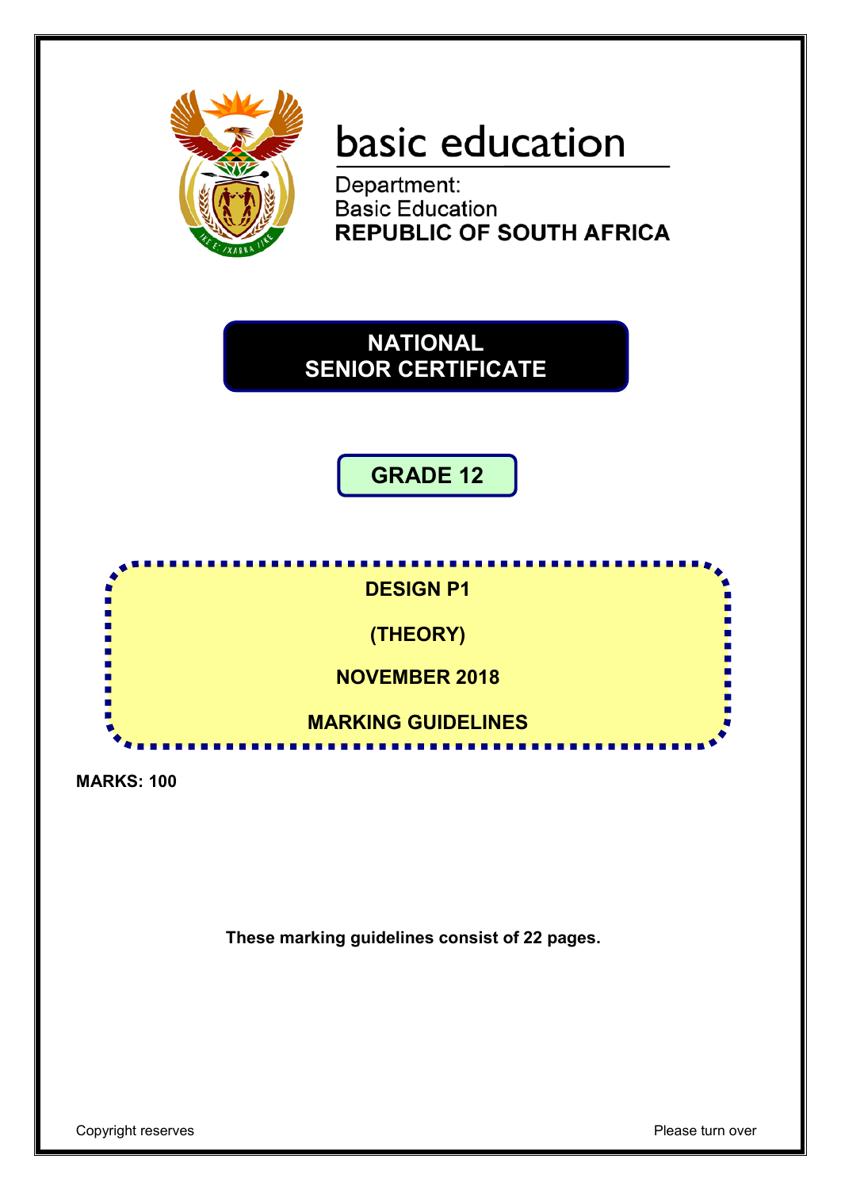basic education

Department:
Basic Education
**REPUBLIC OF SOUTH AFRICA**

# NATIONAL SENIOR CERTIFICATE

## GRADE 12

**DESIGN P1**

**(THEORY)**

**NOVEMBER 2018**

**MARKING GUIDELINES**

**MARKS: 100**

**These marking guidelines consist of 22 pages.**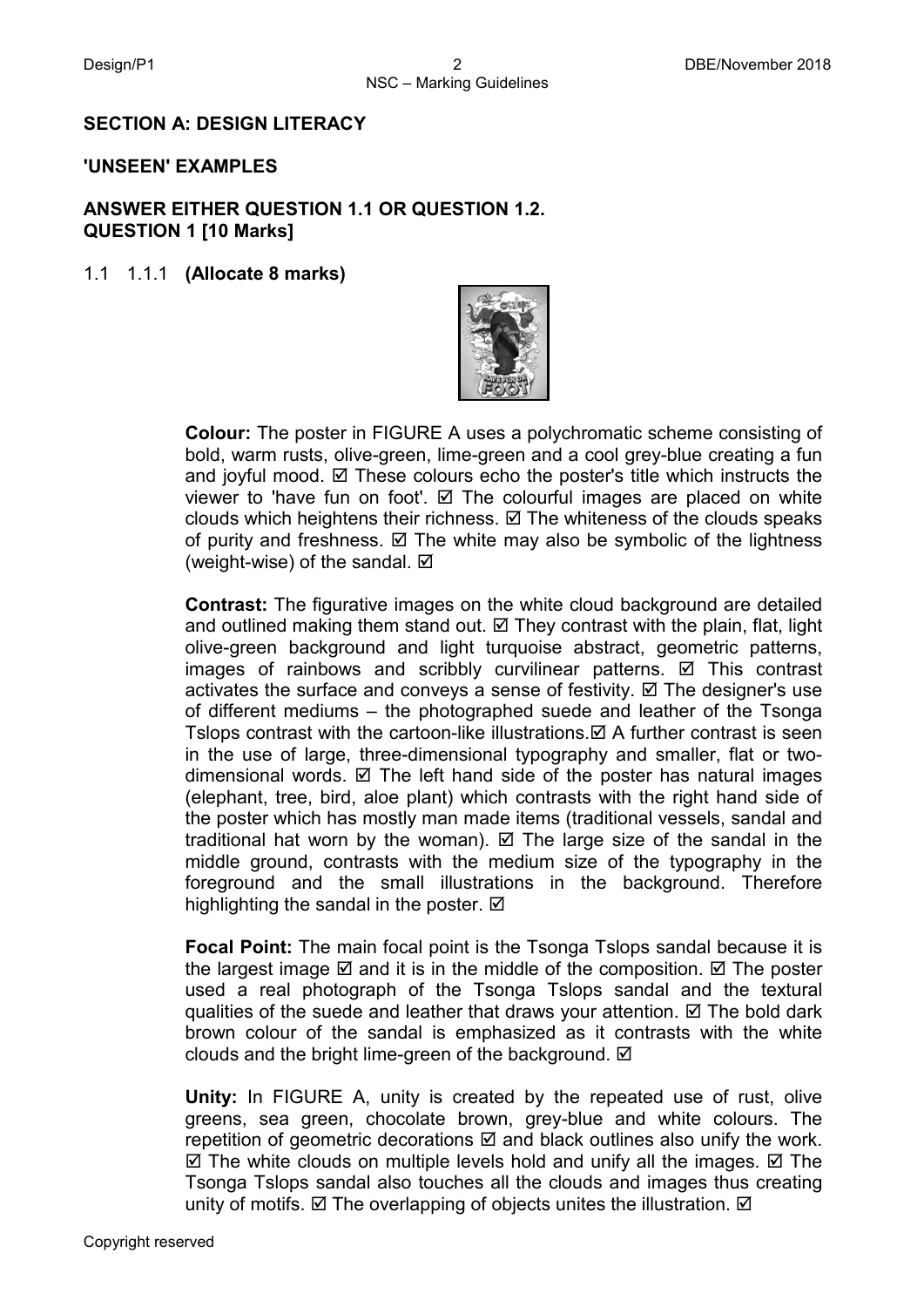**SECTION A: DESIGN LITERACY**

**'UNSEEN' EXAMPLES**

**ANSWER EITHER QUESTION 1.1 OR QUESTION 1.2.**
**QUESTION 1 [10 Marks]**

1.1 1.1.1 **(Allocate 8 marks)**

**Colour:** The poster in FIGURE A uses a polychromatic scheme consisting of bold, warm rusts, olive-green, lime-green and a cool grey-blue creating a fun and joyful mood. ☑ These colours echo the poster's title which instructs the viewer to 'have fun on foot'. ☑ The colourful images are placed on white clouds which heightens their richness. ☑ The whiteness of the clouds speaks of purity and freshness. ☑ The white may also be symbolic of the lightness (weight-wise) of the sandal. ☑

**Contrast:** The figurative images on the white cloud background are detailed and outlined making them stand out. ☑ They contrast with the plain, flat, light olive-green background and light turquoise abstract, geometric patterns, images of rainbows and scribbly curvilinear patterns. ☑ This contrast activates the surface and conveys a sense of festivity. ☑ The designer's use of different mediums – the photographed suede and leather of the Tsonga Tslops contrast with the cartoon-like illustrations.☑ A further contrast is seen in the use of large, three-dimensional typography and smaller, flat or two-dimensional words. ☑ The left hand side of the poster has natural images (elephant, tree, bird, aloe plant) which contrasts with the right hand side of the poster which has mostly man made items (traditional vessels, sandal and traditional hat worn by the woman). ☑ The large size of the sandal in the middle ground, contrasts with the medium size of the typography in the foreground and the small illustrations in the background. Therefore highlighting the sandal in the poster. ☑

**Focal Point:** The main focal point is the Tsonga Tslops sandal because it is the largest image ☑ and it is in the middle of the composition. ☑ The poster used a real photograph of the Tsonga Tslops sandal and the textural qualities of the suede and leather that draws your attention. ☑ The bold dark brown colour of the sandal is emphasized as it contrasts with the white clouds and the bright lime-green of the background. ☑

**Unity:** In FIGURE A, unity is created by the repeated use of rust, olive greens, sea green, chocolate brown, grey-blue and white colours. The repetition of geometric decorations ☑ and black outlines also unify the work. ☑ The white clouds on multiple levels hold and unify all the images. ☑ The Tsonga Tslops sandal also touches all the clouds and images thus creating unity of motifs. ☑ The overlapping of objects unites the illustration. ☑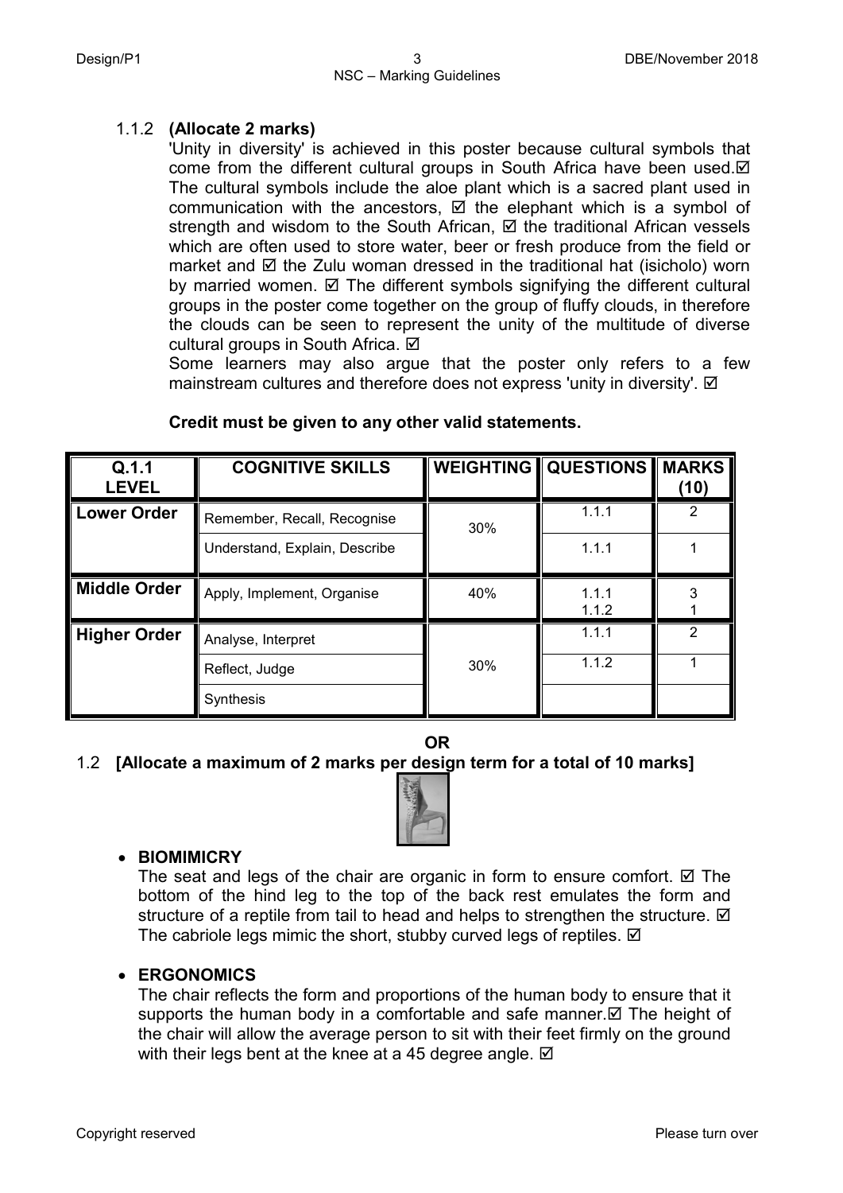1.1.2 **(Allocate 2 marks)**

'Unity in diversity' is achieved in this poster because cultural symbols that come from the different cultural groups in South Africa have been used.☑ The cultural symbols include the aloe plant which is a sacred plant used in communication with the ancestors, ☑ the elephant which is a symbol of strength and wisdom to the South African, ☑ the traditional African vessels which are often used to store water, beer or fresh produce from the field or market and ☑ the Zulu woman dressed in the traditional hat (isicholo) worn by married women. ☑ The different symbols signifying the different cultural groups in the poster come together on the group of fluffy clouds, in therefore the clouds can be seen to represent the unity of the multitude of diverse cultural groups in South Africa. ☑

Some learners may also argue that the poster only refers to a few mainstream cultures and therefore does not express 'unity in diversity'. ☑

**Credit must be given to any other valid statements.**

| Q.1.1 LEVEL | COGNITIVE SKILLS | WEIGHTING | QUESTIONS | MARKS (10) |
|---|---|---|---|---|
| **Lower Order** | Remember, Recall, Recognise | 30% | 1.1.1 | 2 |
| | Understand, Explain, Describe | | 1.1.1 | 1 |
| **Middle Order** | Apply, Implement, Organise | 40% | 1.1.1<br>1.1.2 | 3<br>1 |
| **Higher Order** | Analyse, Interpret | 30% | 1.1.1 | 2 |
| | Reflect, Judge | | 1.1.2 | 1 |
| | Synthesis | | | |

**OR**

1.2 **[Allocate a maximum of 2 marks per design term for a total of 10 marks]**

- **BIOMIMICRY**

  The seat and legs of the chair are organic in form to ensure comfort. ☑ The bottom of the hind leg to the top of the back rest emulates the form and structure of a reptile from tail to head and helps to strengthen the structure. ☑ The cabriole legs mimic the short, stubby curved legs of reptiles. ☑

- **ERGONOMICS**

  The chair reflects the form and proportions of the human body to ensure that it supports the human body in a comfortable and safe manner.☑ The height of the chair will allow the average person to sit with their feet firmly on the ground with their legs bent at the knee at a 45 degree angle. ☑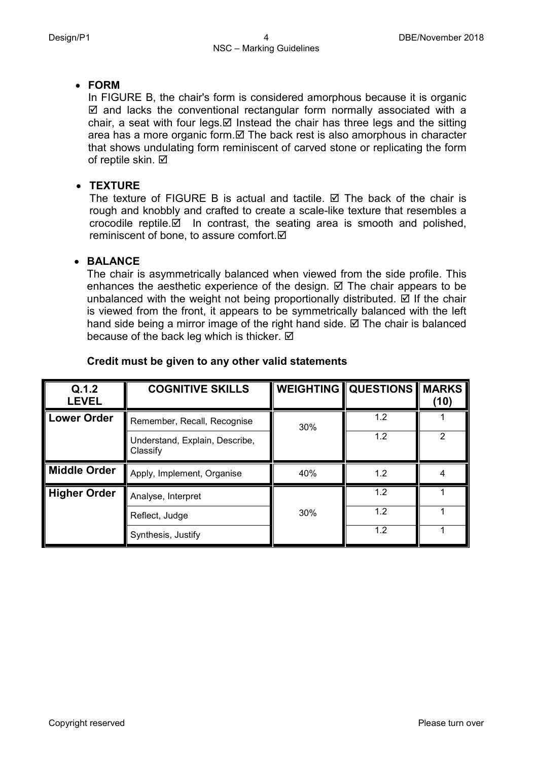- **FORM**

  In FIGURE B, the chair's form is considered amorphous because it is organic ☑ and lacks the conventional rectangular form normally associated with a chair, a seat with four legs.☑ Instead the chair has three legs and the sitting area has a more organic form.☑ The back rest is also amorphous in character that shows undulating form reminiscent of carved stone or replicating the form of reptile skin. ☑

- **TEXTURE**

  The texture of FIGURE B is actual and tactile. ☑ The back of the chair is rough and knobbly and crafted to create a scale-like texture that resembles a crocodile reptile.☑ In contrast, the seating area is smooth and polished, reminiscent of bone, to assure comfort.☑

- **BALANCE**

  The chair is asymmetrically balanced when viewed from the side profile. This enhances the aesthetic experience of the design. ☑ The chair appears to be unbalanced with the weight not being proportionally distributed. ☑ If the chair is viewed from the front, it appears to be symmetrically balanced with the left hand side being a mirror image of the right hand side. ☑ The chair is balanced because of the back leg which is thicker. ☑

**Credit must be given to any other valid statements**

| Q.1.2 LEVEL | COGNITIVE SKILLS | WEIGHTING | QUESTIONS | MARKS (10) |
|---|---|---|---|---|
| **Lower Order** | Remember, Recall, Recognise | 30% | 1.2 | 1 |
| | Understand, Explain, Describe, Classify | | 1.2 | 2 |
| **Middle Order** | Apply, Implement, Organise | 40% | 1.2 | 4 |
| **Higher Order** | Analyse, Interpret | 30% | 1.2 | 1 |
| | Reflect, Judge | | 1.2 | 1 |
| | Synthesis, Justify | | 1.2 | 1 |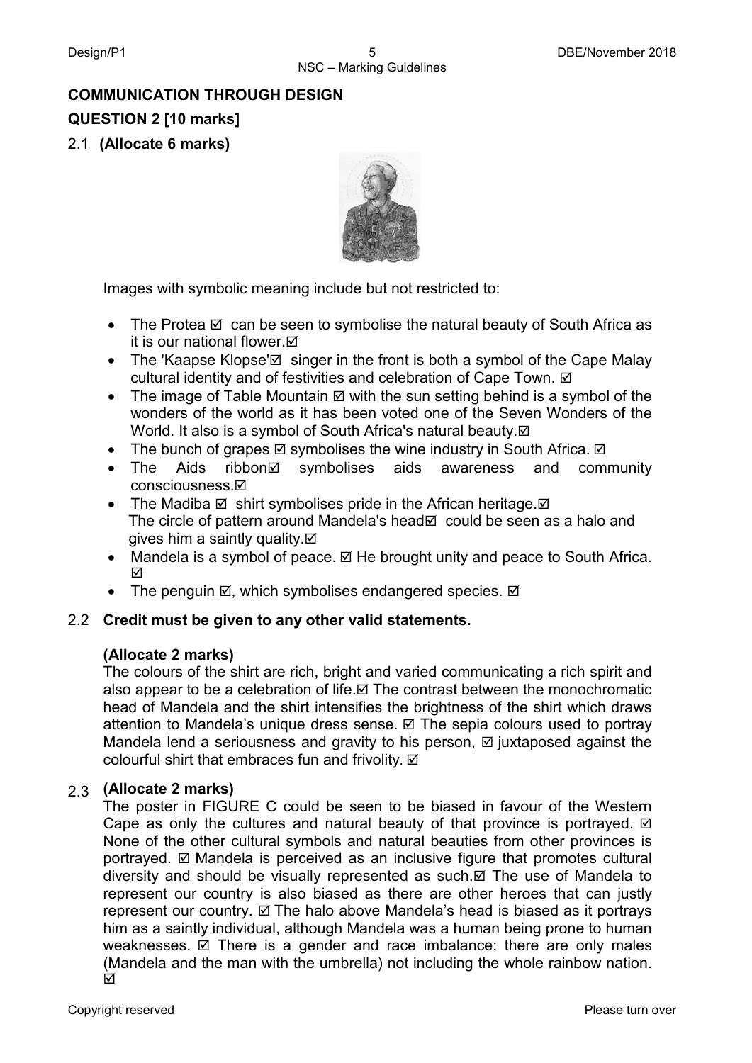## COMMUNICATION THROUGH DESIGN

### QUESTION 2 [10 marks]

2.1 **(Allocate 6 marks)**

Images with symbolic meaning include but not restricted to:

- The Protea ☑ can be seen to symbolise the natural beauty of South Africa as it is our national flower.☑
- The 'Kaapse Klopse'☑ singer in the front is both a symbol of the Cape Malay cultural identity and of festivities and celebration of Cape Town. ☑
- The image of Table Mountain ☑ with the sun setting behind is a symbol of the wonders of the world as it has been voted one of the Seven Wonders of the World. It also is a symbol of South Africa's natural beauty.☑
- The bunch of grapes ☑ symbolises the wine industry in South Africa. ☑
- The Aids ribbon☑ symbolises aids awareness and community consciousness.☑
- The Madiba ☑ shirt symbolises pride in the African heritage.☑
  The circle of pattern around Mandela's head☑ could be seen as a halo and gives him a saintly quality.☑
- Mandela is a symbol of peace. ☑ He brought unity and peace to South Africa. ☑
- The penguin ☑, which symbolises endangered species. ☑

2.2 **Credit must be given to any other valid statements.**

**(Allocate 2 marks)**

The colours of the shirt are rich, bright and varied communicating a rich spirit and also appear to be a celebration of life.☑ The contrast between the monochromatic head of Mandela and the shirt intensifies the brightness of the shirt which draws attention to Mandela's unique dress sense. ☑ The sepia colours used to portray Mandela lend a seriousness and gravity to his person, ☑ juxtaposed against the colourful shirt that embraces fun and frivolity. ☑

2.3 **(Allocate 2 marks)**

The poster in FIGURE C could be seen to be biased in favour of the Western Cape as only the cultures and natural beauty of that province is portrayed. ☑ None of the other cultural symbols and natural beauties from other provinces is portrayed. ☑ Mandela is perceived as an inclusive figure that promotes cultural diversity and should be visually represented as such.☑ The use of Mandela to represent our country is also biased as there are other heroes that can justly represent our country. ☑ The halo above Mandela's head is biased as it portrays him as a saintly individual, although Mandela was a human being prone to human weaknesses. ☑ There is a gender and race imbalance; there are only males (Mandela and the man with the umbrella) not including the whole rainbow nation. ☑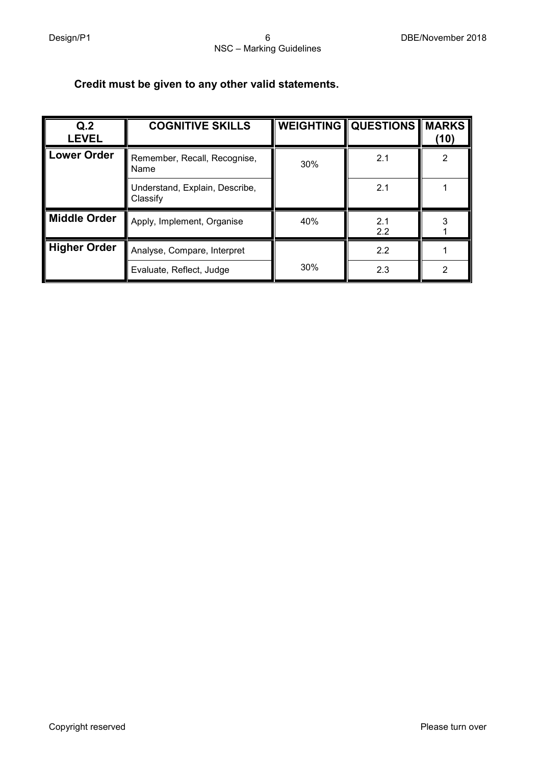**Credit must be given to any other valid statements.**

| Q.2 LEVEL | COGNITIVE SKILLS | WEIGHTING | QUESTIONS | MARKS (10) |
|---|---|---|---|---|
| Lower Order | Remember, Recall, Recognise, Name | 30% | 2.1 | 2 |
| | Understand, Explain, Describe, Classify | | 2.1 | 1 |
| Middle Order | Apply, Implement, Organise | 40% | 2.1<br>2.2 | 3<br>1 |
| Higher Order | Analyse, Compare, Interpret | 30% | 2.2 | 1 |
| | Evaluate, Reflect, Judge | | 2.3 | 2 |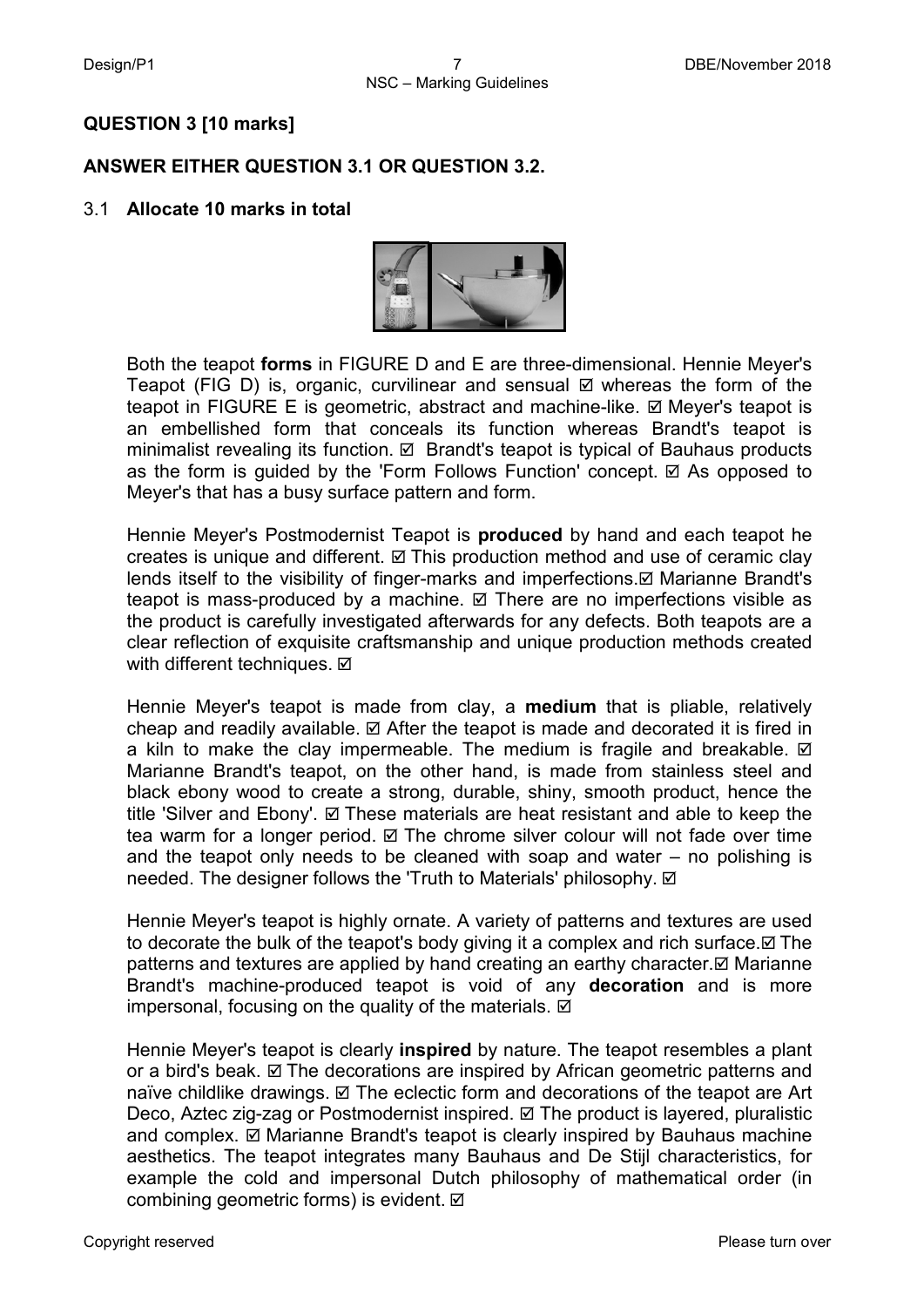## QUESTION 3 [10 marks]

**ANSWER EITHER QUESTION 3.1 OR QUESTION 3.2.**

3.1 **Allocate 10 marks in total**

Both the teapot **forms** in FIGURE D and E are three-dimensional. Hennie Meyer's Teapot (FIG D) is, organic, curvilinear and sensual ☑ whereas the form of the teapot in FIGURE E is geometric, abstract and machine-like. ☑ Meyer's teapot is an embellished form that conceals its function whereas Brandt's teapot is minimalist revealing its function. ☑ Brandt's teapot is typical of Bauhaus products as the form is guided by the 'Form Follows Function' concept. ☑ As opposed to Meyer's that has a busy surface pattern and form.

Hennie Meyer's Postmodernist Teapot is **produced** by hand and each teapot he creates is unique and different. ☑ This production method and use of ceramic clay lends itself to the visibility of finger-marks and imperfections.☑ Marianne Brandt's teapot is mass-produced by a machine. ☑ There are no imperfections visible as the product is carefully investigated afterwards for any defects. Both teapots are a clear reflection of exquisite craftsmanship and unique production methods created with different techniques. ☑

Hennie Meyer's teapot is made from clay, a **medium** that is pliable, relatively cheap and readily available. ☑ After the teapot is made and decorated it is fired in a kiln to make the clay impermeable. The medium is fragile and breakable. ☑ Marianne Brandt's teapot, on the other hand, is made from stainless steel and black ebony wood to create a strong, durable, shiny, smooth product, hence the title 'Silver and Ebony'. ☑ These materials are heat resistant and able to keep the tea warm for a longer period. ☑ The chrome silver colour will not fade over time and the teapot only needs to be cleaned with soap and water – no polishing is needed. The designer follows the 'Truth to Materials' philosophy. ☑

Hennie Meyer's teapot is highly ornate. A variety of patterns and textures are used to decorate the bulk of the teapot's body giving it a complex and rich surface.☑ The patterns and textures are applied by hand creating an earthy character.☑ Marianne Brandt's machine-produced teapot is void of any **decoration** and is more impersonal, focusing on the quality of the materials. ☑

Hennie Meyer's teapot is clearly **inspired** by nature. The teapot resembles a plant or a bird's beak. ☑ The decorations are inspired by African geometric patterns and naïve childlike drawings. ☑ The eclectic form and decorations of the teapot are Art Deco, Aztec zig-zag or Postmodernist inspired. ☑ The product is layered, pluralistic and complex. ☑ Marianne Brandt's teapot is clearly inspired by Bauhaus machine aesthetics. The teapot integrates many Bauhaus and De Stijl characteristics, for example the cold and impersonal Dutch philosophy of mathematical order (in combining geometric forms) is evident. ☑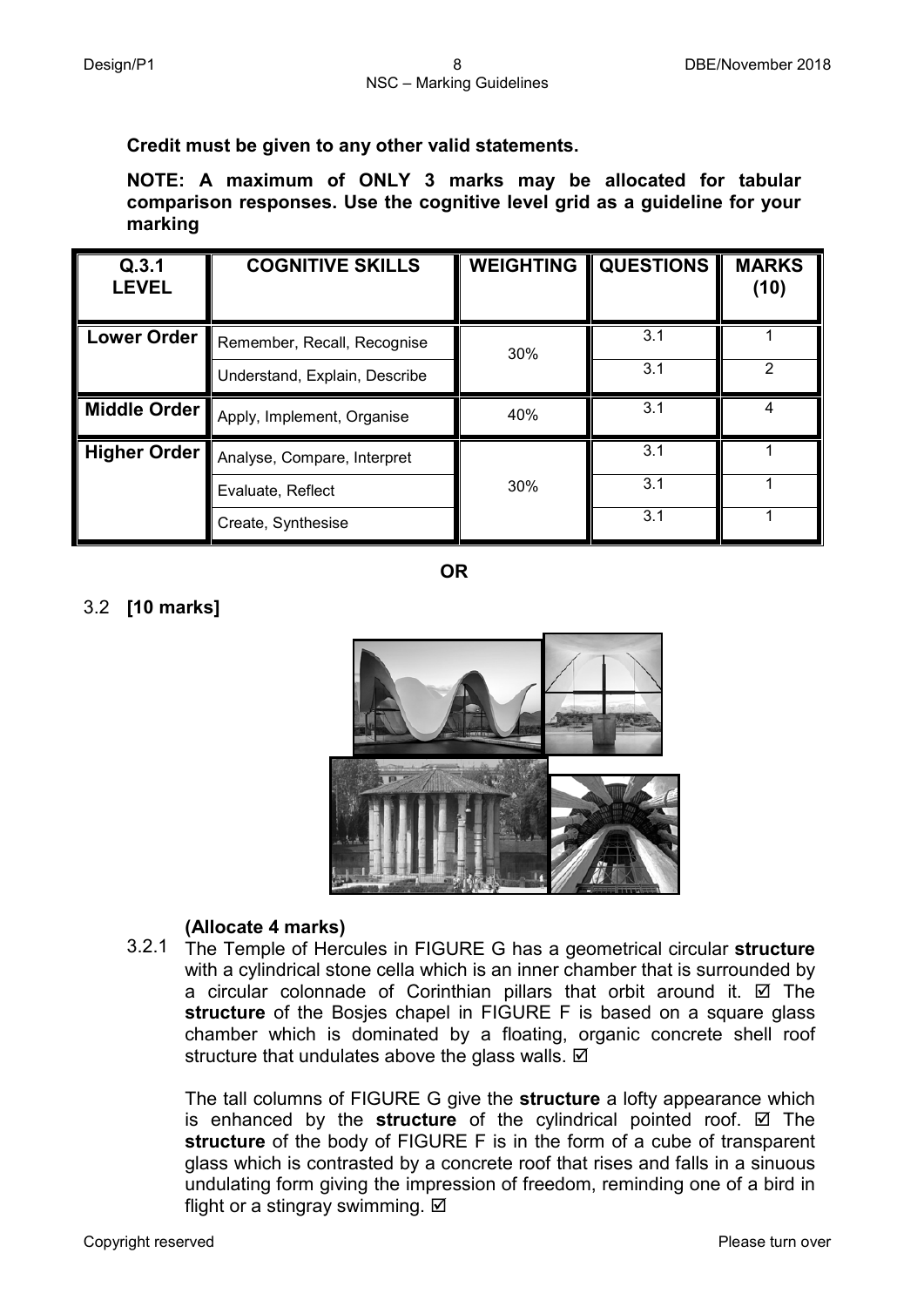**Credit must be given to any other valid statements.**

**NOTE: A maximum of ONLY 3 marks may be allocated for tabular comparison responses. Use the cognitive level grid as a guideline for your marking**

| Q.3.1 LEVEL | COGNITIVE SKILLS | WEIGHTING | QUESTIONS | MARKS (10) |
|---|---|---|---|---|
| **Lower Order** | Remember, Recall, Recognise | 30% | 3.1 | 1 |
| | Understand, Explain, Describe | | 3.1 | 2 |
| **Middle Order** | Apply, Implement, Organise | 40% | 3.1 | 4 |
| **Higher Order** | Analyse, Compare, Interpret | 30% | 3.1 | 1 |
| | Evaluate, Reflect | | 3.1 | 1 |
| | Create, Synthesise | | 3.1 | 1 |

**OR**

3.2 **[10 marks]**

3.2.1 **(Allocate 4 marks)**

The Temple of Hercules in FIGURE G has a geometrical circular **structure** with a cylindrical stone cella which is an inner chamber that is surrounded by a circular colonnade of Corinthian pillars that orbit around it. ☑ The **structure** of the Bosjes chapel in FIGURE F is based on a square glass chamber which is dominated by a floating, organic concrete shell roof structure that undulates above the glass walls. ☑

The tall columns of FIGURE G give the **structure** a lofty appearance which is enhanced by the **structure** of the cylindrical pointed roof. ☑ The **structure** of the body of FIGURE F is in the form of a cube of transparent glass which is contrasted by a concrete roof that rises and falls in a sinuous undulating form giving the impression of freedom, reminding one of a bird in flight or a stingray swimming. ☑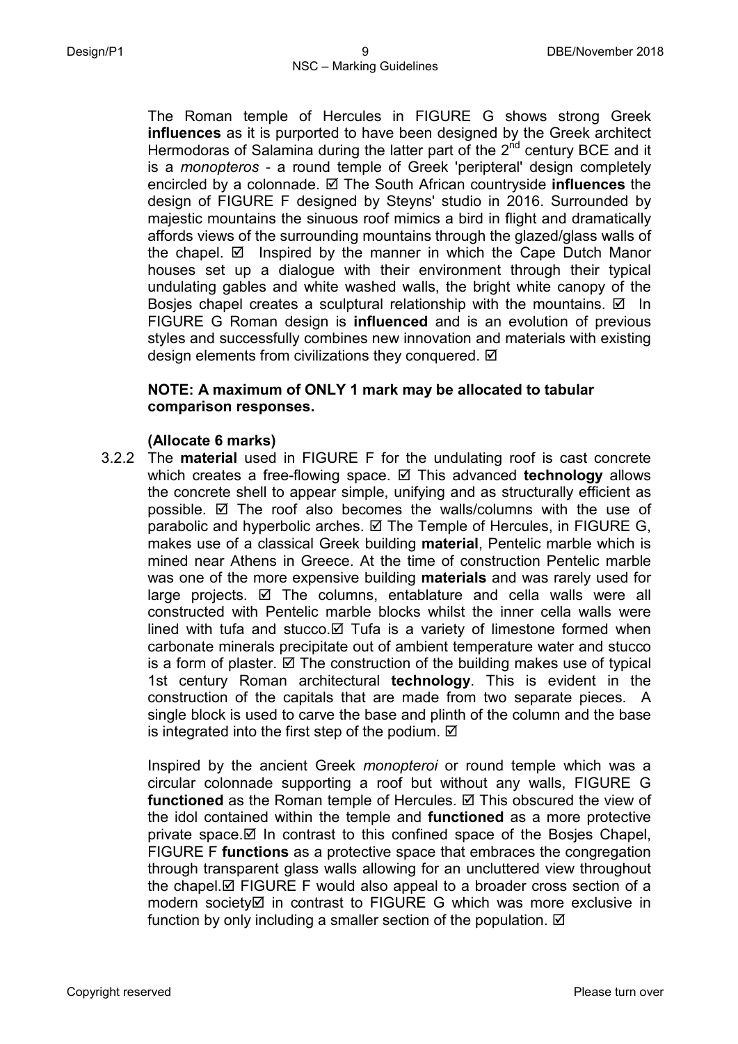The Roman temple of Hercules in FIGURE G shows strong Greek **influences** as it is purported to have been designed by the Greek architect Hermodoras of Salamina during the latter part of the 2$^{nd}$ century BCE and it is a *monopteros* - a round temple of Greek 'peripteral' design completely encircled by a colonnade. ☑ The South African countryside **influences** the design of FIGURE F designed by Steyns' studio in 2016. Surrounded by majestic mountains the sinuous roof mimics a bird in flight and dramatically affords views of the surrounding mountains through the glazed/glass walls of the chapel. ☑ Inspired by the manner in which the Cape Dutch Manor houses set up a dialogue with their environment through their typical undulating gables and white washed walls, the bright white canopy of the Bosjes chapel creates a sculptural relationship with the mountains. ☑ In FIGURE G Roman design is **influenced** and is an evolution of previous styles and successfully combines new innovation and materials with existing design elements from civilizations they conquered. ☑

**NOTE: A maximum of ONLY 1 mark may be allocated to tabular comparison responses.**

**(Allocate 6 marks)**

3.2.2 The **material** used in FIGURE F for the undulating roof is cast concrete which creates a free-flowing space. ☑ This advanced **technology** allows the concrete shell to appear simple, unifying and as structurally efficient as possible. ☑ The roof also becomes the walls/columns with the use of parabolic and hyperbolic arches. ☑ The Temple of Hercules, in FIGURE G, makes use of a classical Greek building **material**, Pentelic marble which is mined near Athens in Greece. At the time of construction Pentelic marble was one of the more expensive building **materials** and was rarely used for large projects. ☑ The columns, entablature and cella walls were all constructed with Pentelic marble blocks whilst the inner cella walls were lined with tufa and stucco.☑ Tufa is a variety of limestone formed when carbonate minerals precipitate out of ambient temperature water and stucco is a form of plaster. ☑ The construction of the building makes use of typical 1st century Roman architectural **technology**. This is evident in the construction of the capitals that are made from two separate pieces. A single block is used to carve the base and plinth of the column and the base is integrated into the first step of the podium. ☑

Inspired by the ancient Greek *monopteroi* or round temple which was a circular colonnade supporting a roof but without any walls, FIGURE G **functioned** as the Roman temple of Hercules. ☑ This obscured the view of the idol contained within the temple and **functioned** as a more protective private space.☑ In contrast to this confined space of the Bosjes Chapel, FIGURE F **functions** as a protective space that embraces the congregation through transparent glass walls allowing for an uncluttered view throughout the chapel.☑ FIGURE F would also appeal to a broader cross section of a modern society☑ in contrast to FIGURE G which was more exclusive in function by only including a smaller section of the population. ☑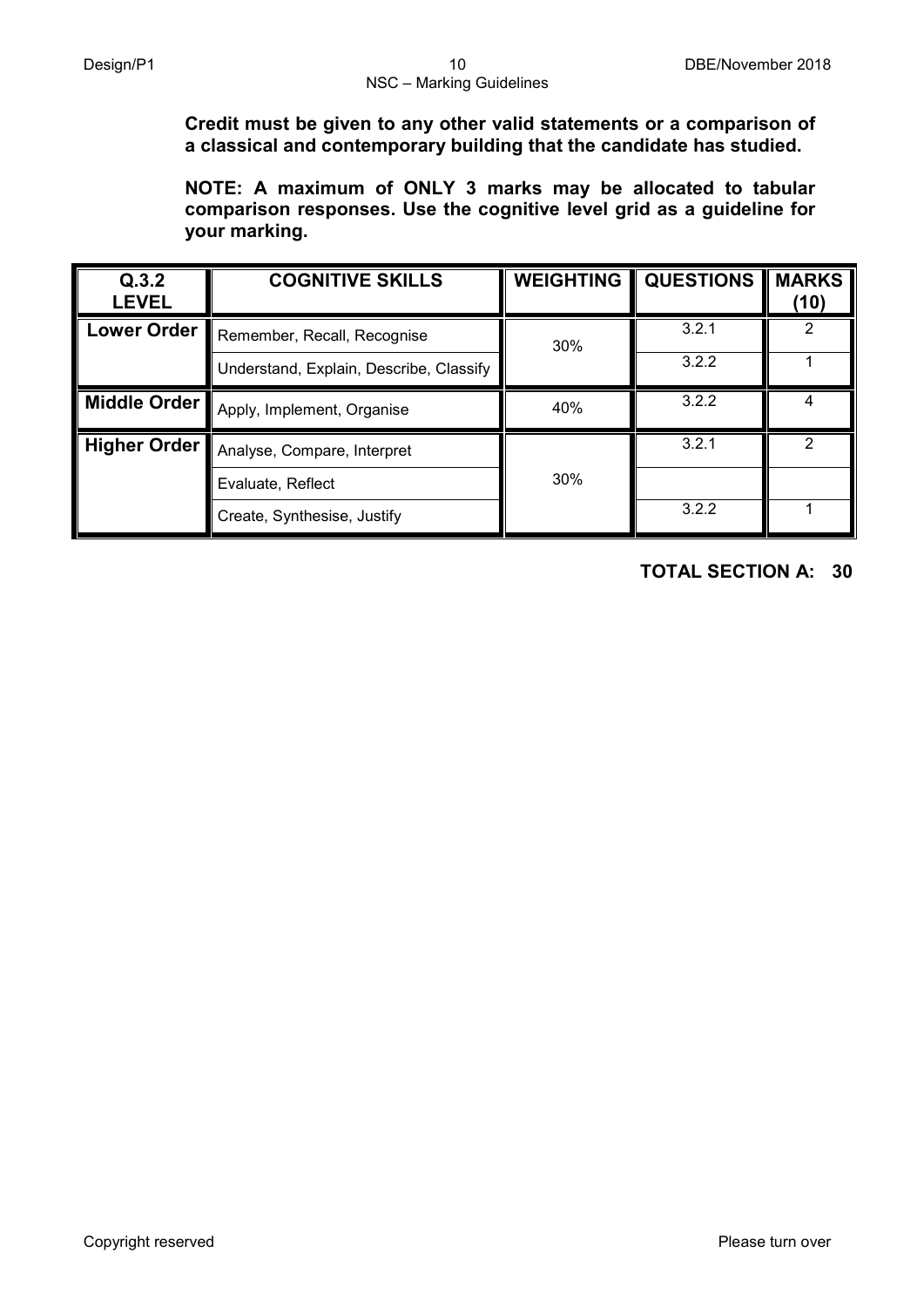**Credit must be given to any other valid statements or a comparison of a classical and contemporary building that the candidate has studied.**

**NOTE: A maximum of ONLY 3 marks may be allocated to tabular comparison responses. Use the cognitive level grid as a guideline for your marking.**

| Q.3.2 LEVEL | COGNITIVE SKILLS | WEIGHTING | QUESTIONS | MARKS (10) |
|---|---|---|---|---|
| Lower Order | Remember, Recall, Recognise | 30% | 3.2.1 | 2 |
| | Understand, Explain, Describe, Classify | | 3.2.2 | 1 |
| Middle Order | Apply, Implement, Organise | 40% | 3.2.2 | 4 |
| Higher Order | Analyse, Compare, Interpret | 30% | 3.2.1 | 2 |
| | Evaluate, Reflect | | | |
| | Create, Synthesise, Justify | | 3.2.2 | 1 |

**TOTAL SECTION A: 30**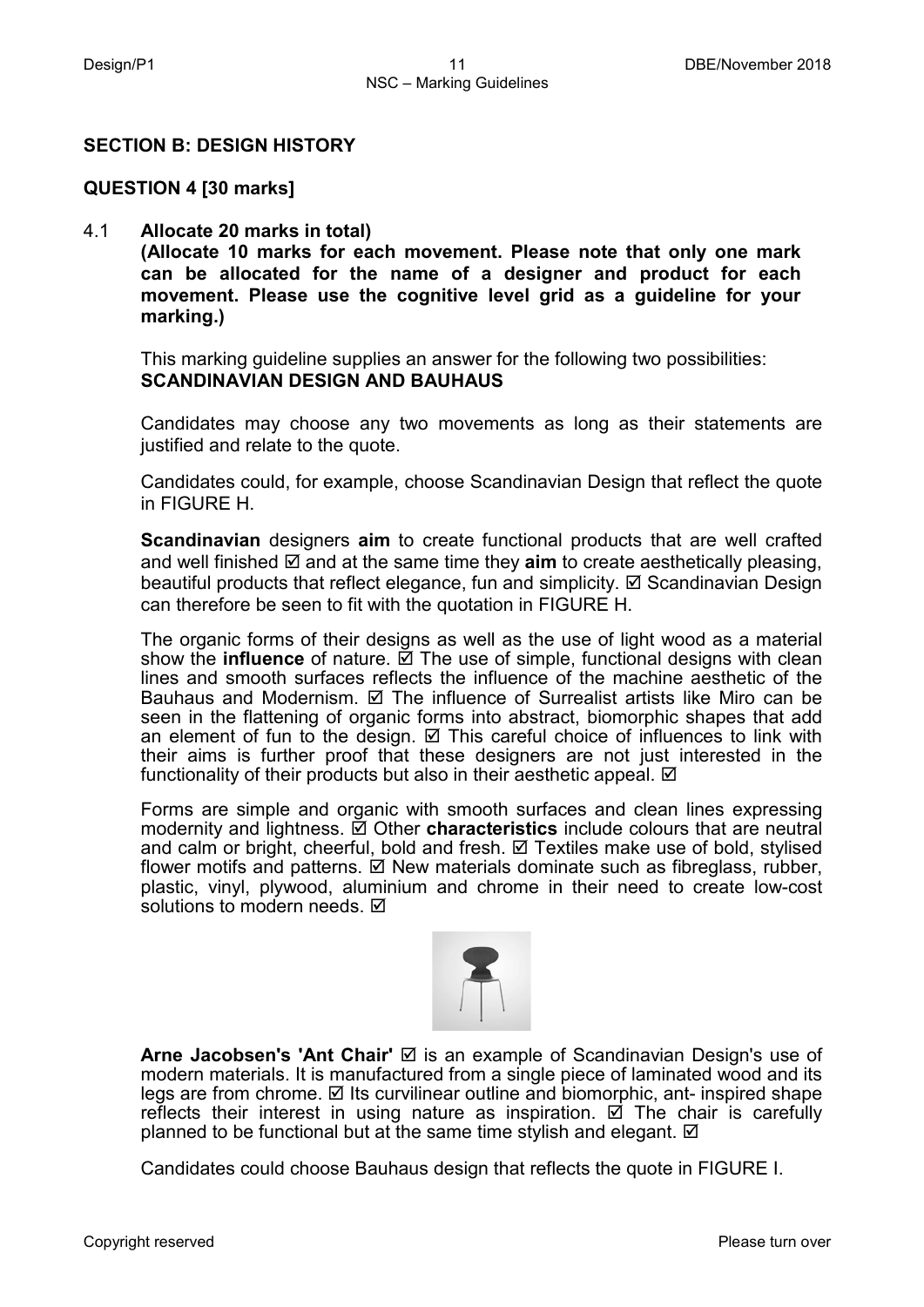## SECTION B: DESIGN HISTORY

### QUESTION 4 [30 marks]

4.1 **Allocate 20 marks in total)**
**(Allocate 10 marks for each movement. Please note that only one mark can be allocated for the name of a designer and product for each movement. Please use the cognitive level grid as a guideline for your marking.)**

This marking guideline supplies an answer for the following two possibilities:
**SCANDINAVIAN DESIGN AND BAUHAUS**

Candidates may choose any two movements as long as their statements are justified and relate to the quote.

Candidates could, for example, choose Scandinavian Design that reflect the quote in FIGURE H.

**Scandinavian** designers **aim** to create functional products that are well crafted and well finished ☑ and at the same time they **aim** to create aesthetically pleasing, beautiful products that reflect elegance, fun and simplicity. ☑ Scandinavian Design can therefore be seen to fit with the quotation in FIGURE H.

The organic forms of their designs as well as the use of light wood as a material show the **influence** of nature. ☑ The use of simple, functional designs with clean lines and smooth surfaces reflects the influence of the machine aesthetic of the Bauhaus and Modernism. ☑ The influence of Surrealist artists like Miro can be seen in the flattening of organic forms into abstract, biomorphic shapes that add an element of fun to the design. ☑ This careful choice of influences to link with their aims is further proof that these designers are not just interested in the functionality of their products but also in their aesthetic appeal. ☑

Forms are simple and organic with smooth surfaces and clean lines expressing modernity and lightness. ☑ Other **characteristics** include colours that are neutral and calm or bright, cheerful, bold and fresh. ☑ Textiles make use of bold, stylised flower motifs and patterns. ☑ New materials dominate such as fibreglass, rubber, plastic, vinyl, plywood, aluminium and chrome in their need to create low-cost solutions to modern needs. ☑

**Arne Jacobsen's 'Ant Chair'** ☑ is an example of Scandinavian Design's use of modern materials. It is manufactured from a single piece of laminated wood and its legs are from chrome. ☑ Its curvilinear outline and biomorphic, ant- inspired shape reflects their interest in using nature as inspiration. ☑ The chair is carefully planned to be functional but at the same time stylish and elegant. ☑

Candidates could choose Bauhaus design that reflects the quote in FIGURE I.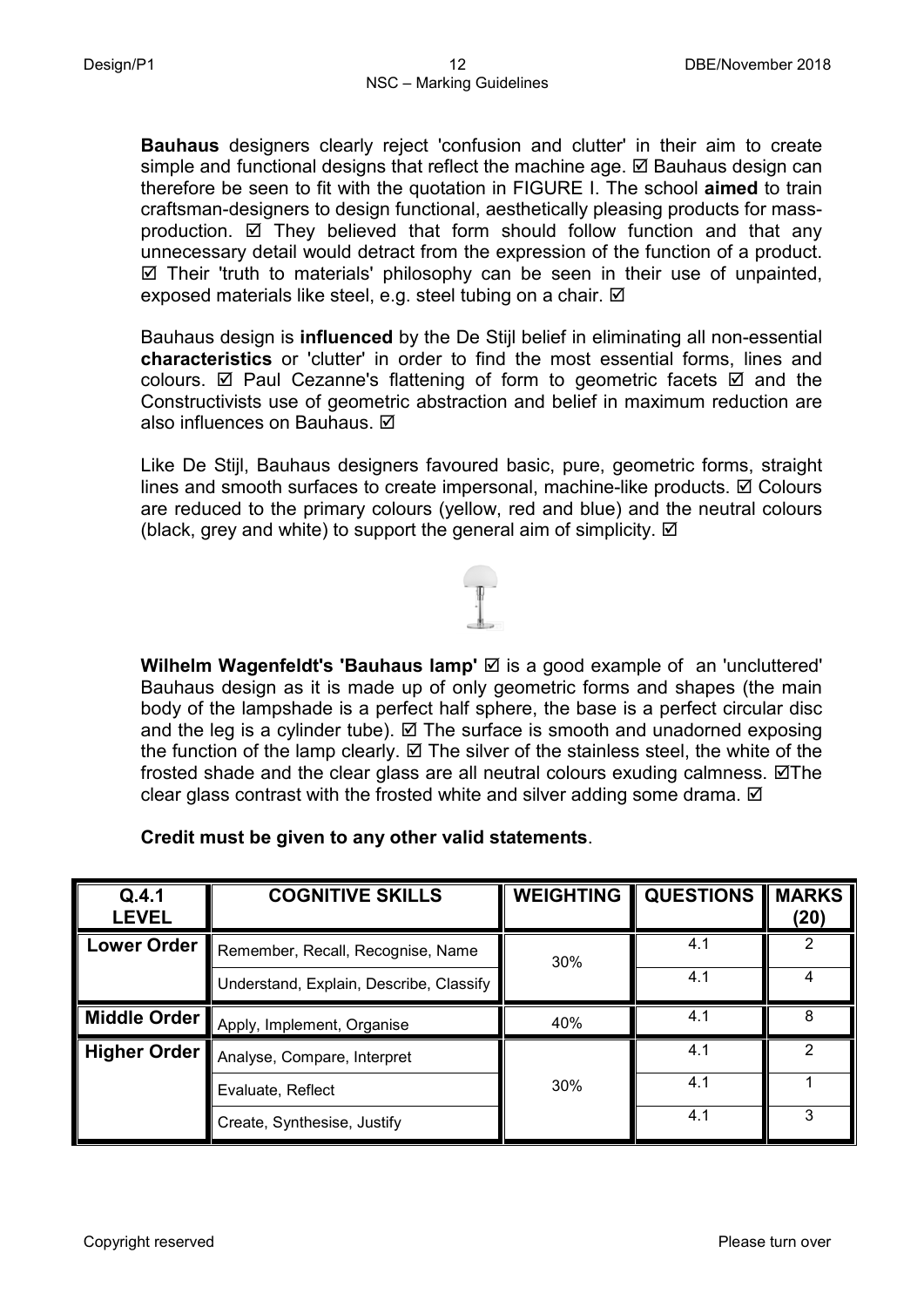**Bauhaus** designers clearly reject 'confusion and clutter' in their aim to create simple and functional designs that reflect the machine age. ☑ Bauhaus design can therefore be seen to fit with the quotation in FIGURE I. The school **aimed** to train craftsman-designers to design functional, aesthetically pleasing products for mass-production. ☑ They believed that form should follow function and that any unnecessary detail would detract from the expression of the function of a product. ☑ Their 'truth to materials' philosophy can be seen in their use of unpainted, exposed materials like steel, e.g. steel tubing on a chair. ☑

Bauhaus design is **influenced** by the De Stijl belief in eliminating all non-essential **characteristics** or 'clutter' in order to find the most essential forms, lines and colours. ☑ Paul Cezanne's flattening of form to geometric facets ☑ and the Constructivists use of geometric abstraction and belief in maximum reduction are also influences on Bauhaus. ☑

Like De Stijl, Bauhaus designers favoured basic, pure, geometric forms, straight lines and smooth surfaces to create impersonal, machine-like products. ☑ Colours are reduced to the primary colours (yellow, red and blue) and the neutral colours (black, grey and white) to support the general aim of simplicity. ☑

**Wilhelm Wagenfeldt's 'Bauhaus lamp'** ☑ is a good example of an 'uncluttered' Bauhaus design as it is made up of only geometric forms and shapes (the main body of the lampshade is a perfect half sphere, the base is a perfect circular disc and the leg is a cylinder tube). ☑ The surface is smooth and unadorned exposing the function of the lamp clearly. ☑ The silver of the stainless steel, the white of the frosted shade and the clear glass are all neutral colours exuding calmness. ☑The clear glass contrast with the frosted white and silver adding some drama. ☑

**Credit must be given to any other valid statements**.

| Q.4.1 LEVEL | COGNITIVE SKILLS | WEIGHTING | QUESTIONS | MARKS (20) |
|---|---|---|---|---|
| Lower Order | Remember, Recall, Recognise, Name | 30% | 4.1 | 2 |
| | Understand, Explain, Describe, Classify | | 4.1 | 4 |
| Middle Order | Apply, Implement, Organise | 40% | 4.1 | 8 |
| Higher Order | Analyse, Compare, Interpret | 30% | 4.1 | 2 |
| | Evaluate, Reflect | | 4.1 | 1 |
| | Create, Synthesise, Justify | | 4.1 | 3 |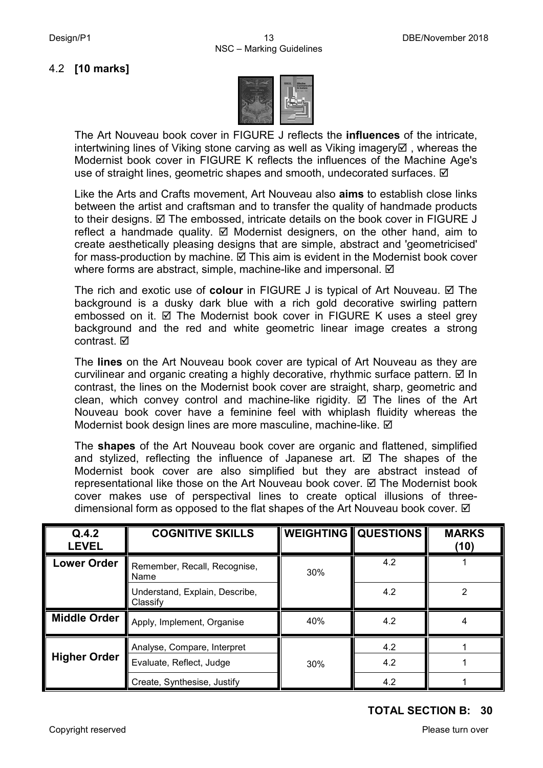4.2 **[10 marks]**

The Art Nouveau book cover in FIGURE J reflects the **influences** of the intricate, intertwining lines of Viking stone carving as well as Viking imagery☑ , whereas the Modernist book cover in FIGURE K reflects the influences of the Machine Age's use of straight lines, geometric shapes and smooth, undecorated surfaces. ☑

Like the Arts and Crafts movement, Art Nouveau also **aims** to establish close links between the artist and craftsman and to transfer the quality of handmade products to their designs. ☑ The embossed, intricate details on the book cover in FIGURE J reflect a handmade quality. ☑ Modernist designers, on the other hand, aim to create aesthetically pleasing designs that are simple, abstract and 'geometricised' for mass-production by machine. ☑ This aim is evident in the Modernist book cover where forms are abstract, simple, machine-like and impersonal. ☑

The rich and exotic use of **colour** in FIGURE J is typical of Art Nouveau. ☑ The background is a dusky dark blue with a rich gold decorative swirling pattern embossed on it. ☑ The Modernist book cover in FIGURE K uses a steel grey background and the red and white geometric linear image creates a strong contrast. ☑

The **lines** on the Art Nouveau book cover are typical of Art Nouveau as they are curvilinear and organic creating a highly decorative, rhythmic surface pattern. ☑ In contrast, the lines on the Modernist book cover are straight, sharp, geometric and clean, which convey control and machine-like rigidity. ☑ The lines of the Art Nouveau book cover have a feminine feel with whiplash fluidity whereas the Modernist book design lines are more masculine, machine-like. ☑

The **shapes** of the Art Nouveau book cover are organic and flattened, simplified and stylized, reflecting the influence of Japanese art. ☑ The shapes of the Modernist book cover are also simplified but they are abstract instead of representational like those on the Art Nouveau book cover. ☑ The Modernist book cover makes use of perspectival lines to create optical illusions of three-dimensional form as opposed to the flat shapes of the Art Nouveau book cover. ☑

| Q.4.2 LEVEL | COGNITIVE SKILLS | WEIGHTING | QUESTIONS | MARKS (10) |
|---|---|---|---|---|
| Lower Order | Remember, Recall, Recognise, Name | 30% | 4.2 | 1 |
| | Understand, Explain, Describe, Classify | | 4.2 | 2 |
| Middle Order | Apply, Implement, Organise | 40% | 4.2 | 4 |
| Higher Order | Analyse, Compare, Interpret | 30% | 4.2 | 1 |
| | Evaluate, Reflect, Judge | | 4.2 | 1 |
| | Create, Synthesise, Justify | | 4.2 | 1 |

**TOTAL SECTION B: 30**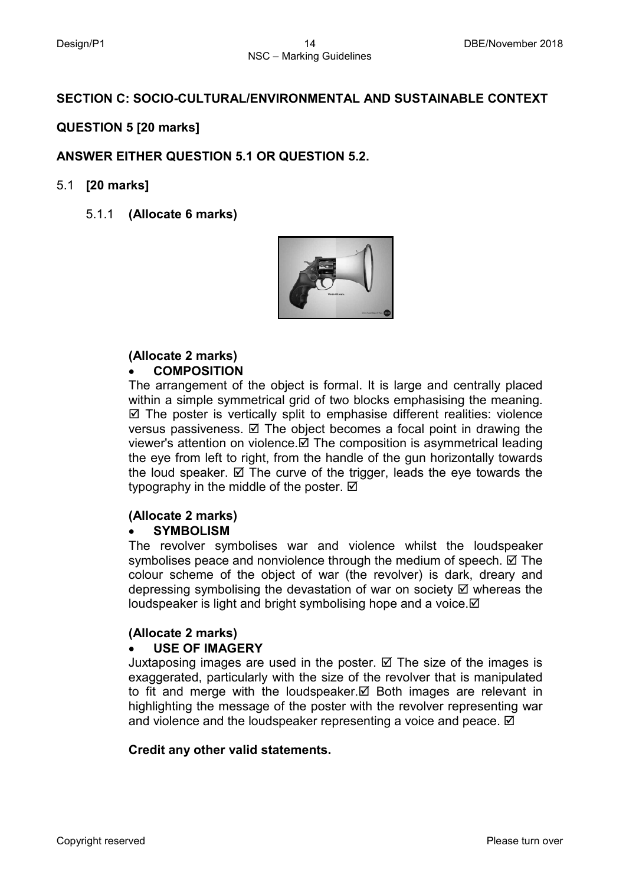## SECTION C: SOCIO-CULTURAL/ENVIRONMENTAL AND SUSTAINABLE CONTEXT

### QUESTION 5 [20 marks]

**ANSWER EITHER QUESTION 5.1 OR QUESTION 5.2.**

5.1 **[20 marks]**

5.1.1 **(Allocate 6 marks)**

**(Allocate 2 marks)**

- **COMPOSITION**

The arrangement of the object is formal. It is large and centrally placed within a simple symmetrical grid of two blocks emphasising the meaning. ☑ The poster is vertically split to emphasise different realities: violence versus passiveness. ☑ The object becomes a focal point in drawing the viewer's attention on violence.☑ The composition is asymmetrical leading the eye from left to right, from the handle of the gun horizontally towards the loud speaker. ☑ The curve of the trigger, leads the eye towards the typography in the middle of the poster. ☑

**(Allocate 2 marks)**

- **SYMBOLISM**

The revolver symbolises war and violence whilst the loudspeaker symbolises peace and nonviolence through the medium of speech. ☑ The colour scheme of the object of war (the revolver) is dark, dreary and depressing symbolising the devastation of war on society ☑ whereas the loudspeaker is light and bright symbolising hope and a voice.☑

**(Allocate 2 marks)**

- **USE OF IMAGERY**

Juxtaposing images are used in the poster. ☑ The size of the images is exaggerated, particularly with the size of the revolver that is manipulated to fit and merge with the loudspeaker.☑ Both images are relevant in highlighting the message of the poster with the revolver representing war and violence and the loudspeaker representing a voice and peace. ☑

**Credit any other valid statements.**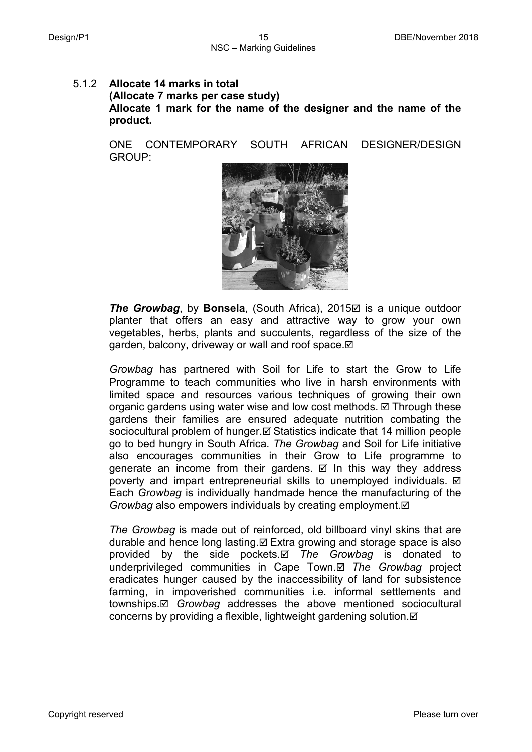5.1.2 **Allocate 14 marks in total**
**(Allocate 7 marks per case study)**
**Allocate 1 mark for the name of the designer and the name of the product.**

ONE CONTEMPORARY SOUTH AFRICAN DESIGNER/DESIGN GROUP:

***The Growbag***, by **Bonsela**, (South Africa), 2015☑ is a unique outdoor planter that offers an easy and attractive way to grow your own vegetables, herbs, plants and succulents, regardless of the size of the garden, balcony, driveway or wall and roof space.☑

*Growbag* has partnered with Soil for Life to start the Grow to Life Programme to teach communities who live in harsh environments with limited space and resources various techniques of growing their own organic gardens using water wise and low cost methods. ☑ Through these gardens their families are ensured adequate nutrition combating the sociocultural problem of hunger.☑ Statistics indicate that 14 million people go to bed hungry in South Africa. *The Growbag* and Soil for Life initiative also encourages communities in their Grow to Life programme to generate an income from their gardens. ☑ In this way they address poverty and impart entrepreneurial skills to unemployed individuals. ☑ Each *Growbag* is individually handmade hence the manufacturing of the *Growbag* also empowers individuals by creating employment.☑

*The Growbag* is made out of reinforced, old billboard vinyl skins that are durable and hence long lasting.☑ Extra growing and storage space is also provided by the side pockets.☑ *The Growbag* is donated to underprivileged communities in Cape Town.☑ *The Growbag* project eradicates hunger caused by the inaccessibility of land for subsistence farming, in impoverished communities i.e. informal settlements and townships.☑ *Growbag* addresses the above mentioned sociocultural concerns by providing a flexible, lightweight gardening solution.☑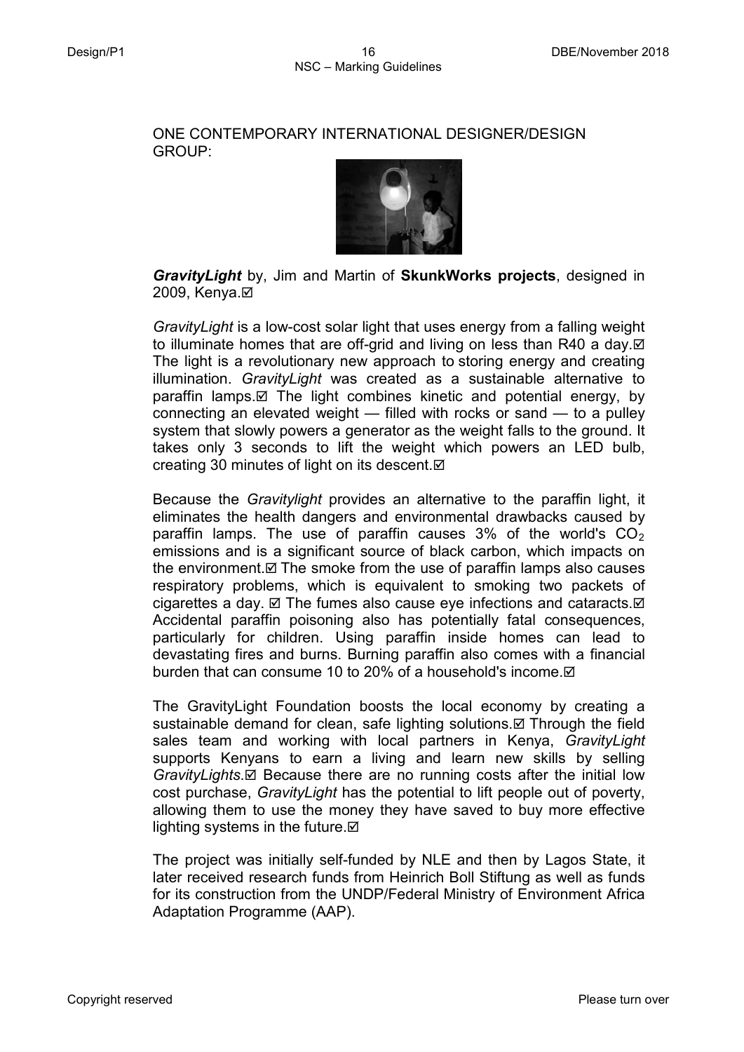ONE CONTEMPORARY INTERNATIONAL DESIGNER/DESIGN GROUP:

***GravityLight*** by, Jim and Martin of **SkunkWorks projects**, designed in 2009, Kenya.☑

*GravityLight* is a low-cost solar light that uses energy from a falling weight to illuminate homes that are off-grid and living on less than R40 a day.☑ The light is a revolutionary new approach to storing energy and creating illumination. *GravityLight* was created as a sustainable alternative to paraffin lamps.☑ The light combines kinetic and potential energy, by connecting an elevated weight — filled with rocks or sand — to a pulley system that slowly powers a generator as the weight falls to the ground. It takes only 3 seconds to lift the weight which powers an LED bulb, creating 30 minutes of light on its descent.☑

Because the *Gravitylight* provides an alternative to the paraffin light, it eliminates the health dangers and environmental drawbacks caused by paraffin lamps. The use of paraffin causes 3% of the world's $CO_2$ emissions and is a significant source of black carbon, which impacts on the environment.☑ The smoke from the use of paraffin lamps also causes respiratory problems, which is equivalent to smoking two packets of cigarettes a day. ☑ The fumes also cause eye infections and cataracts.☑ Accidental paraffin poisoning also has potentially fatal consequences, particularly for children. Using paraffin inside homes can lead to devastating fires and burns. Burning paraffin also comes with a financial burden that can consume 10 to 20% of a household's income.☑

The GravityLight Foundation boosts the local economy by creating a sustainable demand for clean, safe lighting solutions.☑ Through the field sales team and working with local partners in Kenya, *GravityLight* supports Kenyans to earn a living and learn new skills by selling *GravityLights*.☑ Because there are no running costs after the initial low cost purchase, *GravityLight* has the potential to lift people out of poverty, allowing them to use the money they have saved to buy more effective lighting systems in the future.☑

The project was initially self-funded by NLE and then by Lagos State, it later received research funds from Heinrich Boll Stiftung as well as funds for its construction from the UNDP/Federal Ministry of Environment Africa Adaptation Programme (AAP).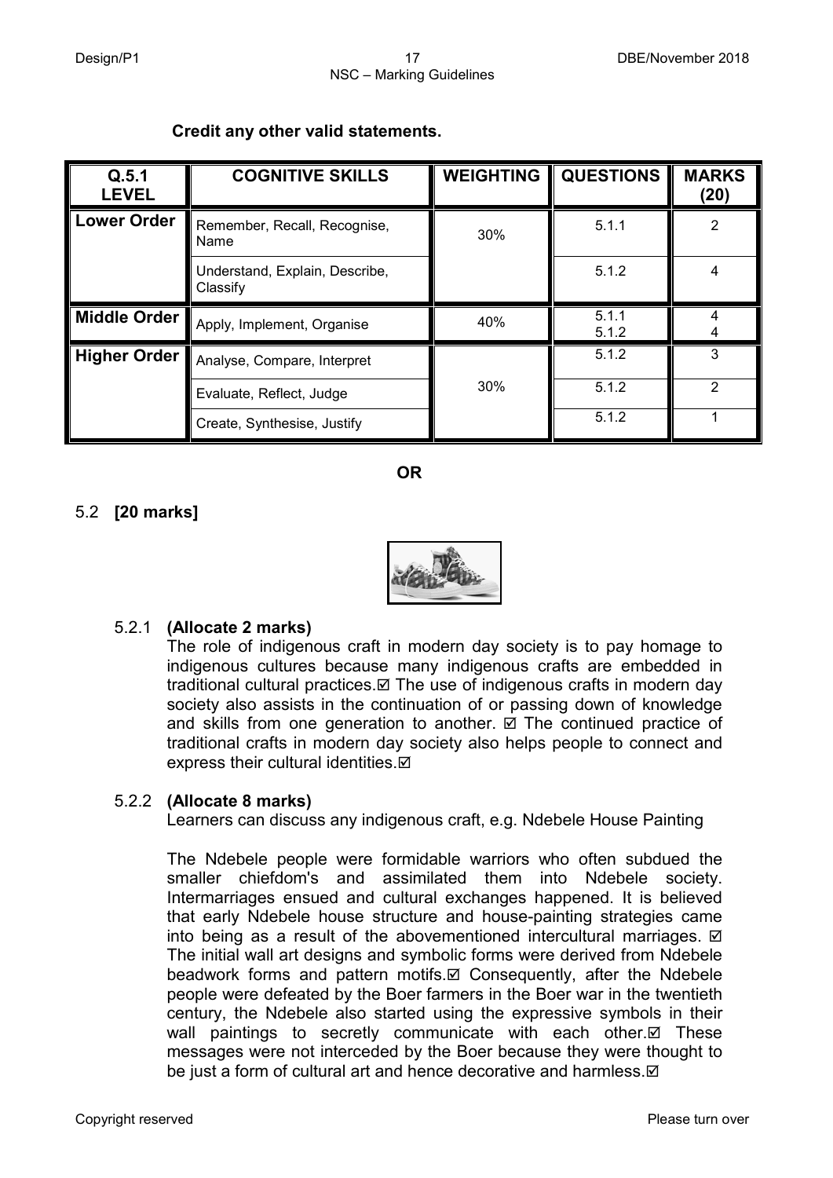**Credit any other valid statements.**

| Q.5.1 LEVEL | COGNITIVE SKILLS | WEIGHTING | QUESTIONS | MARKS (20) |
|---|---|---|---|---|
| **Lower Order** | Remember, Recall, Recognise, Name | 30% | 5.1.1 | 2 |
| | Understand, Explain, Describe, Classify | | 5.1.2 | 4 |
| **Middle Order** | Apply, Implement, Organise | 40% | 5.1.1<br>5.1.2 | 4<br>4 |
| **Higher Order** | Analyse, Compare, Interpret | 30% | 5.1.2 | 3 |
| | Evaluate, Reflect, Judge | | 5.1.2 | 2 |
| | Create, Synthesise, Justify | | 5.1.2 | 1 |

**OR**

5.2 **[20 marks]**

5.2.1 **(Allocate 2 marks)**

The role of indigenous craft in modern day society is to pay homage to indigenous cultures because many indigenous crafts are embedded in traditional cultural practices.☑ The use of indigenous crafts in modern day society also assists in the continuation of or passing down of knowledge and skills from one generation to another. ☑ The continued practice of traditional crafts in modern day society also helps people to connect and express their cultural identities.☑

5.2.2 **(Allocate 8 marks)**

Learners can discuss any indigenous craft, e.g. Ndebele House Painting

The Ndebele people were formidable warriors who often subdued the smaller chiefdom's and assimilated them into Ndebele society. Intermarriages ensued and cultural exchanges happened. It is believed that early Ndebele house structure and house-painting strategies came into being as a result of the abovementioned intercultural marriages. ☑ The initial wall art designs and symbolic forms were derived from Ndebele beadwork forms and pattern motifs.☑ Consequently, after the Ndebele people were defeated by the Boer farmers in the Boer war in the twentieth century, the Ndebele also started using the expressive symbols in their wall paintings to secretly communicate with each other.☑ These messages were not interceded by the Boer because they were thought to be just a form of cultural art and hence decorative and harmless.☑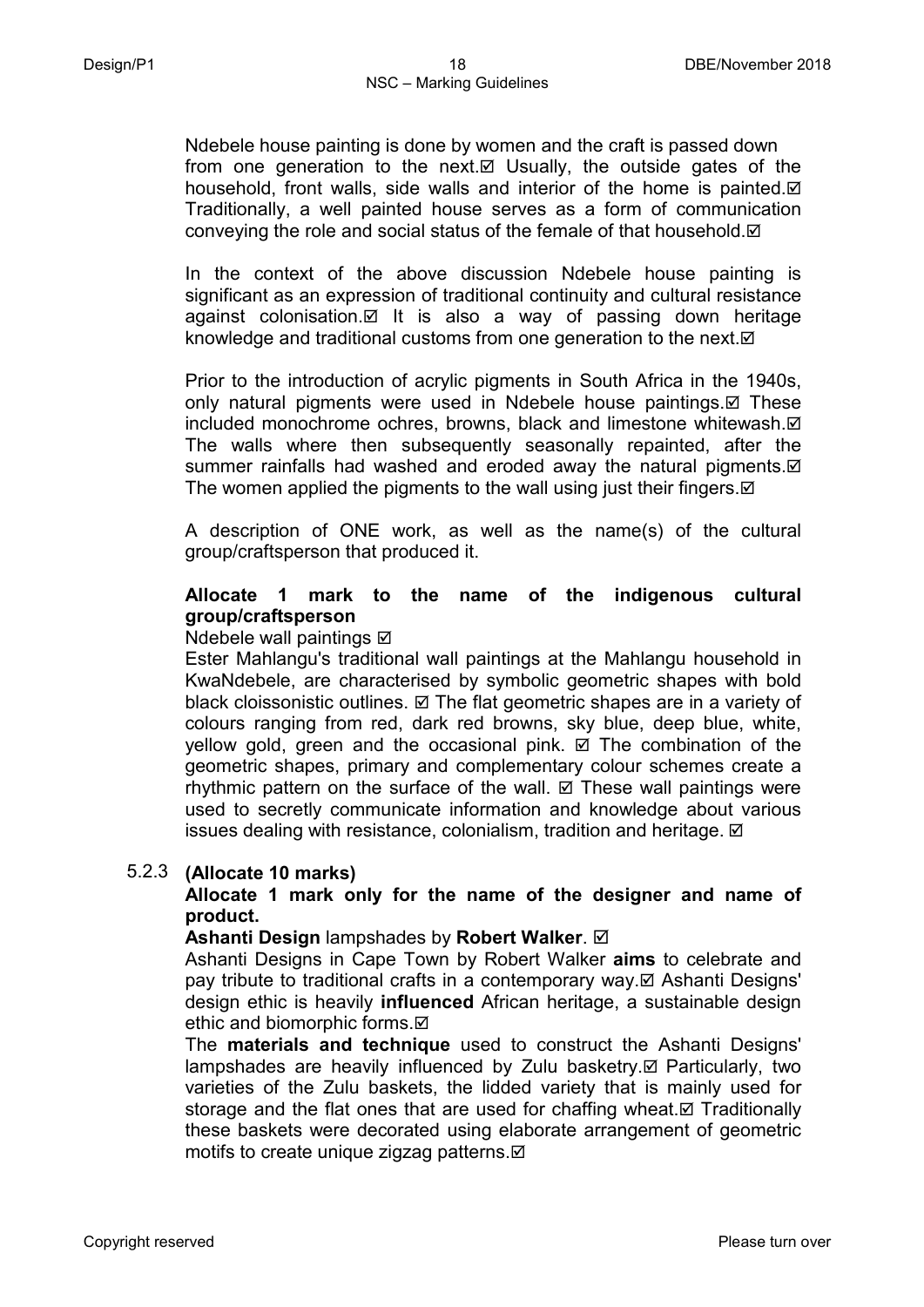Ndebele house painting is done by women and the craft is passed down from one generation to the next.☑ Usually, the outside gates of the household, front walls, side walls and interior of the home is painted.☑ Traditionally, a well painted house serves as a form of communication conveying the role and social status of the female of that household.☑

In the context of the above discussion Ndebele house painting is significant as an expression of traditional continuity and cultural resistance against colonisation.☑ It is also a way of passing down heritage knowledge and traditional customs from one generation to the next.☑

Prior to the introduction of acrylic pigments in South Africa in the 1940s, only natural pigments were used in Ndebele house paintings.☑ These included monochrome ochres, browns, black and limestone whitewash.☑ The walls where then subsequently seasonally repainted, after the summer rainfalls had washed and eroded away the natural pigments.☑ The women applied the pigments to the wall using just their fingers.☑

A description of ONE work, as well as the name(s) of the cultural group/craftsperson that produced it.

**Allocate 1 mark to the name of the indigenous cultural group/craftsperson**

Ndebele wall paintings ☑

Ester Mahlangu's traditional wall paintings at the Mahlangu household in KwaNdebele, are characterised by symbolic geometric shapes with bold black cloissonistic outlines. ☑ The flat geometric shapes are in a variety of colours ranging from red, dark red browns, sky blue, deep blue, white, yellow gold, green and the occasional pink. ☑ The combination of the geometric shapes, primary and complementary colour schemes create a rhythmic pattern on the surface of the wall. ☑ These wall paintings were used to secretly communicate information and knowledge about various issues dealing with resistance, colonialism, tradition and heritage. ☑

5.2.3 **(Allocate 10 marks)**

**Allocate 1 mark only for the name of the designer and name of product.**

**Ashanti Design** lampshades by **Robert Walker**. ☑

Ashanti Designs in Cape Town by Robert Walker **aims** to celebrate and pay tribute to traditional crafts in a contemporary way.☑ Ashanti Designs' design ethic is heavily **influenced** African heritage, a sustainable design ethic and biomorphic forms.☑

The **materials and technique** used to construct the Ashanti Designs' lampshades are heavily influenced by Zulu basketry.☑ Particularly, two varieties of the Zulu baskets, the lidded variety that is mainly used for storage and the flat ones that are used for chaffing wheat.☑ Traditionally these baskets were decorated using elaborate arrangement of geometric motifs to create unique zigzag patterns.☑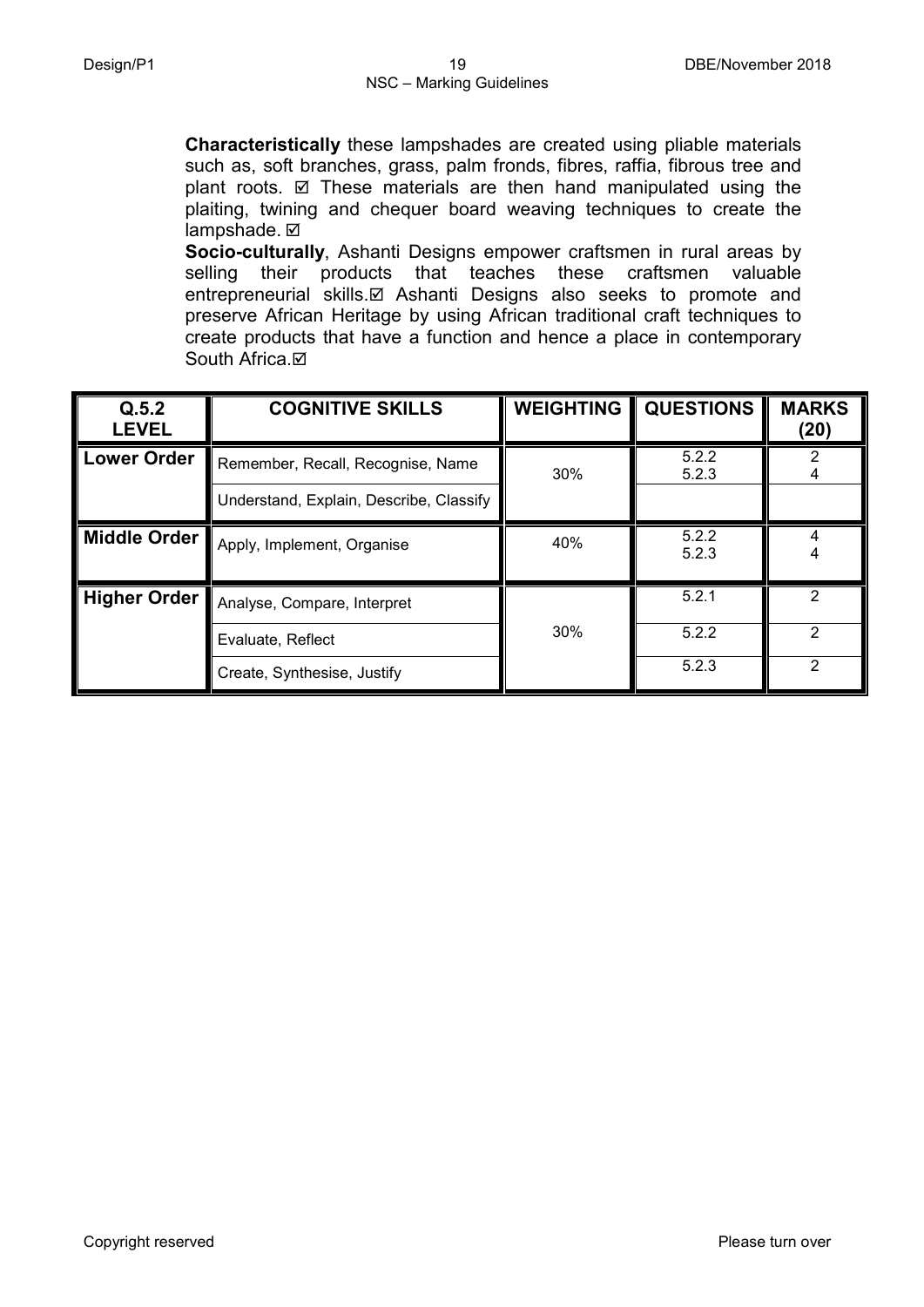**Characteristically** these lampshades are created using pliable materials such as, soft branches, grass, palm fronds, fibres, raffia, fibrous tree and plant roots. ☑ These materials are then hand manipulated using the plaiting, twining and chequer board weaving techniques to create the lampshade. ☑

**Socio-culturally**, Ashanti Designs empower craftsmen in rural areas by selling their products that teaches these craftsmen valuable entrepreneurial skills.☑ Ashanti Designs also seeks to promote and preserve African Heritage by using African traditional craft techniques to create products that have a function and hence a place in contemporary South Africa.☑

| Q.5.2 LEVEL | COGNITIVE SKILLS | WEIGHTING | QUESTIONS | MARKS (20) |
|---|---|---|---|---|
| **Lower Order** | Remember, Recall, Recognise, Name | 30% | 5.2.2<br>5.2.3 | 2<br>4 |
| | Understand, Explain, Describe, Classify | | | |
| **Middle Order** | Apply, Implement, Organise | 40% | 5.2.2<br>5.2.3 | 4<br>4 |
| **Higher Order** | Analyse, Compare, Interpret | 30% | 5.2.1 | 2 |
| | Evaluate, Reflect | | 5.2.2 | 2 |
| | Create, Synthesise, Justify | | 5.2.3 | 2 |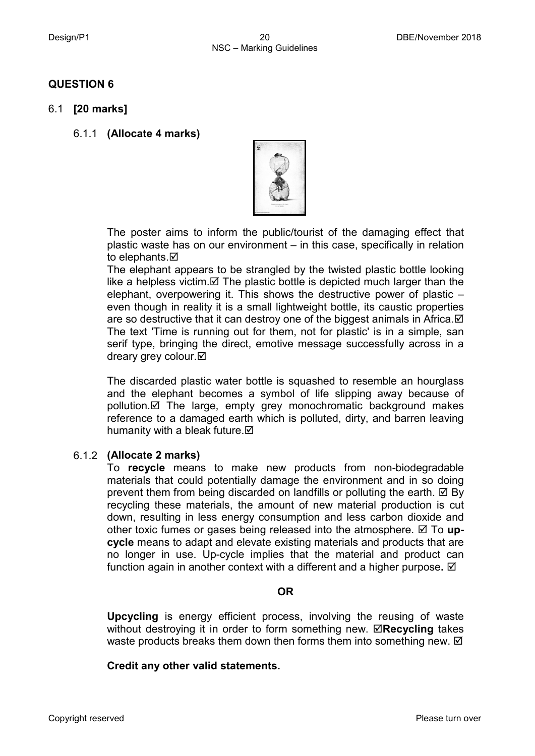## QUESTION 6

### 6.1 [20 marks]

#### 6.1.1 (Allocate 4 marks)

The poster aims to inform the public/tourist of the damaging effect that plastic waste has on our environment – in this case, specifically in relation to elephants.☑

The elephant appears to be strangled by the twisted plastic bottle looking like a helpless victim.☑ The plastic bottle is depicted much larger than the elephant, overpowering it. This shows the destructive power of plastic – even though in reality it is a small lightweight bottle, its caustic properties are so destructive that it can destroy one of the biggest animals in Africa.☑ The text 'Time is running out for them, not for plastic' is in a simple, san serif type, bringing the direct, emotive message successfully across in a dreary grey colour.☑

The discarded plastic water bottle is squashed to resemble an hourglass and the elephant becomes a symbol of life slipping away because of pollution.☑ The large, empty grey monochromatic background makes reference to a damaged earth which is polluted, dirty, and barren leaving humanity with a bleak future.☑

#### 6.1.2 (Allocate 2 marks)

To **recycle** means to make new products from non-biodegradable materials that could potentially damage the environment and in so doing prevent them from being discarded on landfills or polluting the earth. ☑ By recycling these materials, the amount of new material production is cut down, resulting in less energy consumption and less carbon dioxide and other toxic fumes or gases being released into the atmosphere. ☑ To **up-cycle** means to adapt and elevate existing materials and products that are no longer in use. Up-cycle implies that the material and product can function again in another context with a different and a higher purpose**.** ☑

**OR**

**Upcycling** is energy efficient process, involving the reusing of waste without destroying it in order to form something new. ☑**Recycling** takes waste products breaks them down then forms them into something new. ☑

**Credit any other valid statements.**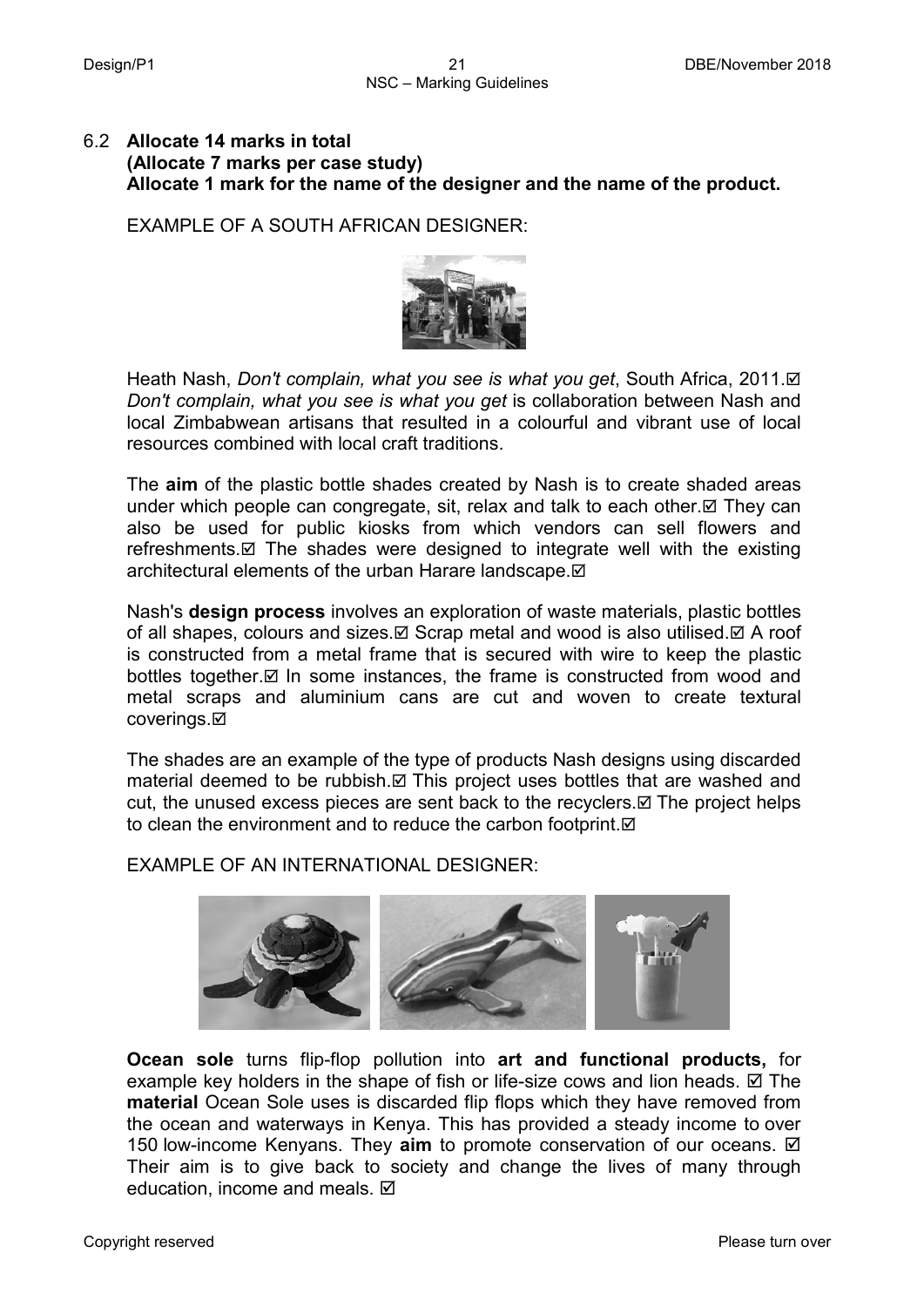6.2 **Allocate 14 marks in total**
**(Allocate 7 marks per case study)**
**Allocate 1 mark for the name of the designer and the name of the product.**

EXAMPLE OF A SOUTH AFRICAN DESIGNER:

Heath Nash, *Don't complain, what you see is what you get*, South Africa, 2011.☑
*Don't complain, what you see is what you get* is collaboration between Nash and local Zimbabwean artisans that resulted in a colourful and vibrant use of local resources combined with local craft traditions.

The **aim** of the plastic bottle shades created by Nash is to create shaded areas under which people can congregate, sit, relax and talk to each other.☑ They can also be used for public kiosks from which vendors can sell flowers and refreshments.☑ The shades were designed to integrate well with the existing architectural elements of the urban Harare landscape.☑

Nash's **design process** involves an exploration of waste materials, plastic bottles of all shapes, colours and sizes.☑ Scrap metal and wood is also utilised.☑ A roof is constructed from a metal frame that is secured with wire to keep the plastic bottles together.☑ In some instances, the frame is constructed from wood and metal scraps and aluminium cans are cut and woven to create textural coverings.☑

The shades are an example of the type of products Nash designs using discarded material deemed to be rubbish.☑ This project uses bottles that are washed and cut, the unused excess pieces are sent back to the recyclers.☑ The project helps to clean the environment and to reduce the carbon footprint.☑

EXAMPLE OF AN INTERNATIONAL DESIGNER:

**Ocean sole** turns flip-flop pollution into **art and functional products,** for example key holders in the shape of fish or life-size cows and lion heads. ☑ The **material** Ocean Sole uses is discarded flip flops which they have removed from the ocean and waterways in Kenya. This has provided a steady income to over 150 low-income Kenyans. They **aim** to promote conservation of our oceans. ☑ Their aim is to give back to society and change the lives of many through education, income and meals. ☑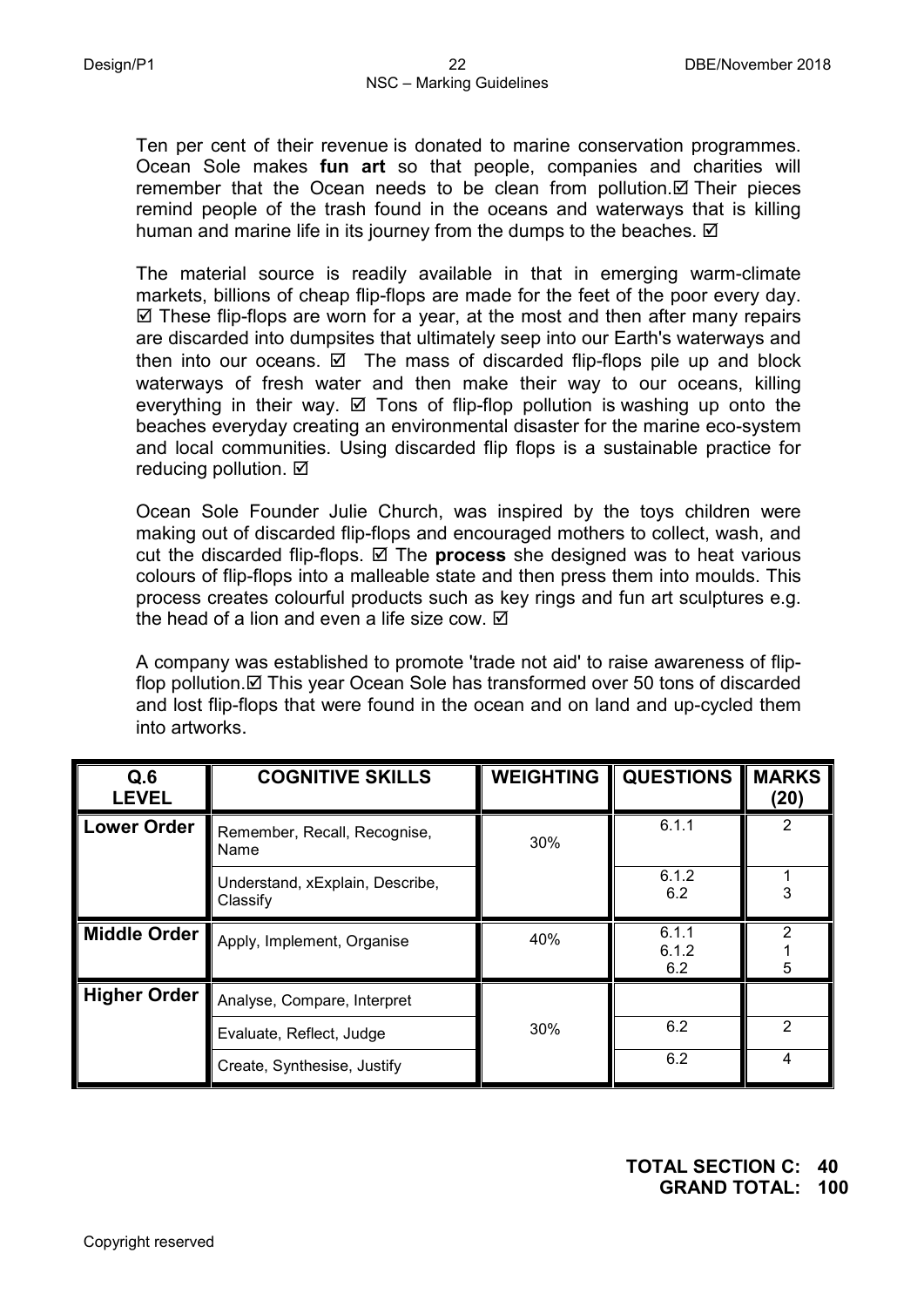Ten per cent of their revenue is donated to marine conservation programmes. Ocean Sole makes **fun art** so that people, companies and charities will remember that the Ocean needs to be clean from pollution.☑ Their pieces remind people of the trash found in the oceans and waterways that is killing human and marine life in its journey from the dumps to the beaches. ☑

The material source is readily available in that in emerging warm-climate markets, billions of cheap flip-flops are made for the feet of the poor every day. ☑ These flip-flops are worn for a year, at the most and then after many repairs are discarded into dumpsites that ultimately seep into our Earth's waterways and then into our oceans. ☑ The mass of discarded flip-flops pile up and block waterways of fresh water and then make their way to our oceans, killing everything in their way. ☑ Tons of flip-flop pollution is washing up onto the beaches everyday creating an environmental disaster for the marine eco-system and local communities. Using discarded flip flops is a sustainable practice for reducing pollution. ☑

Ocean Sole Founder Julie Church, was inspired by the toys children were making out of discarded flip-flops and encouraged mothers to collect, wash, and cut the discarded flip-flops. ☑ The **process** she designed was to heat various colours of flip-flops into a malleable state and then press them into moulds. This process creates colourful products such as key rings and fun art sculptures e.g. the head of a lion and even a life size cow. ☑

A company was established to promote 'trade not aid' to raise awareness of flip-flop pollution.☑ This year Ocean Sole has transformed over 50 tons of discarded and lost flip-flops that were found in the ocean and on land and up-cycled them into artworks.

| Q.6 LEVEL | COGNITIVE SKILLS | WEIGHTING | QUESTIONS | MARKS (20) |
|---|---|---|---|---|
| Lower Order | Remember, Recall, Recognise, Name | 30% | 6.1.1 | 2 |
| | Understand, xExplain, Describe, Classify | | 6.1.2<br>6.2 | 1<br>3 |
| Middle Order | Apply, Implement, Organise | 40% | 6.1.1<br>6.1.2<br>6.2 | 2<br>1<br>5 |
| Higher Order | Analyse, Compare, Interpret | 30% | | |
| | Evaluate, Reflect, Judge | | 6.2 | 2 |
| | Create, Synthesise, Justify | | 6.2 | 4 |

**TOTAL SECTION C: 40**
**GRAND TOTAL: 100**